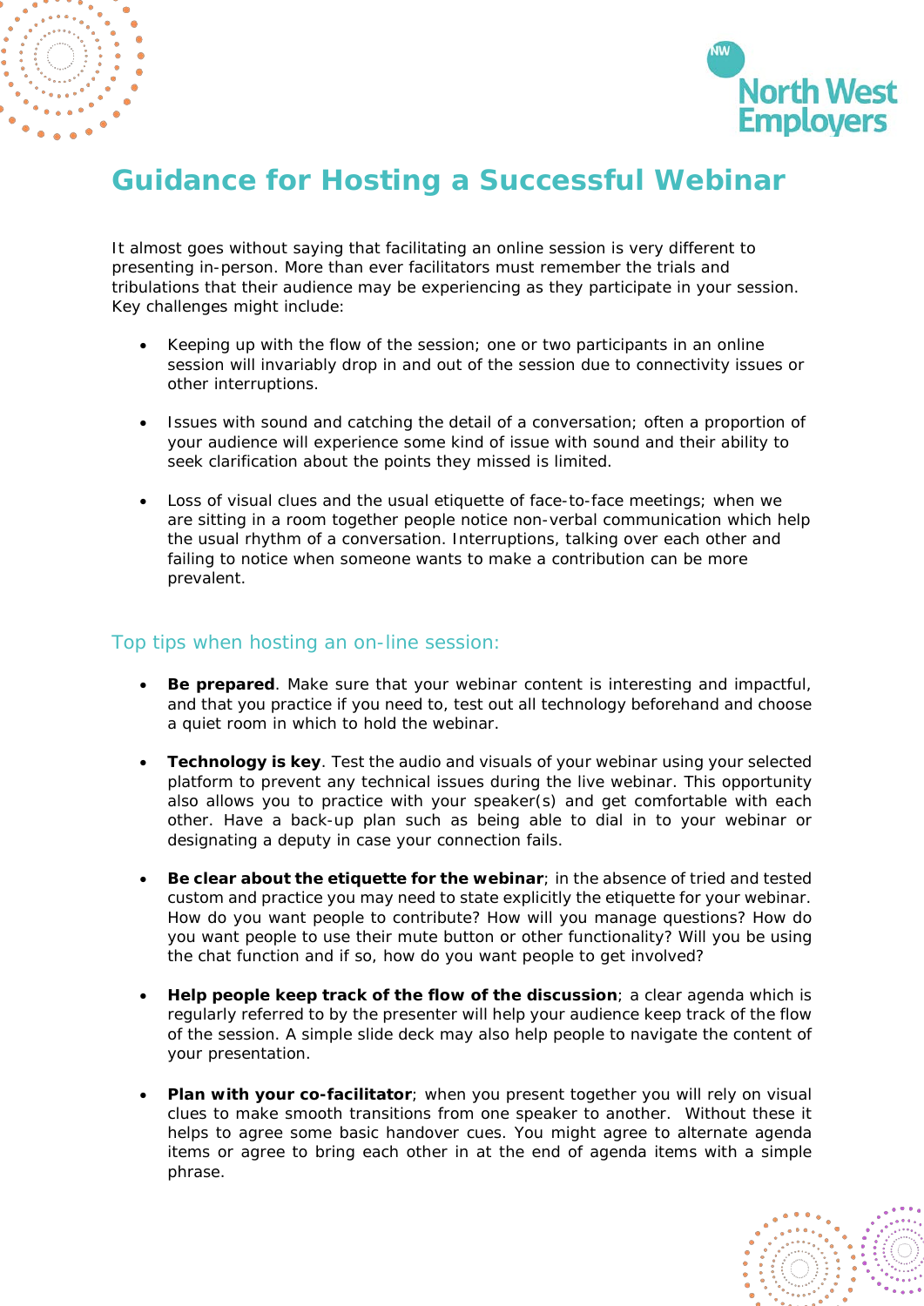# Guidance for Hosting a Successful Webinar

It almost goes without saying that facilitating an online session is very different to presenting in-person. More than ever facilitators must remember the trials and tribulations that their audience may be experiencing as they participate in your session. Key challenges might include:

- Keeping up with the flow of the session; one or two participants in an online session will invariably drop in and out of the session due to connectivity issues or other interruptions.

- Issues with sound and catching the detail of a conversation; often a proportion of your audience will experience some kind of issue with sound and their ability to seek clarification about the points they missed is limited.

- Loss of visual clues and the usual etiquette of face-to-face meetings; when we are sitting in a room together people notice non-verbal communication which help the usual rhythm of a conversation. Interruptions, talking over each other and failing to notice when someone wants to make a contribution can be more prevalent.

## Top tips when hosting an on-line session:

- **Be prepared**. Make sure that your webinar content is interesting and impactful, and that you practice if you need to, test out all technology beforehand and choose a quiet room in which to hold the webinar.

- **Technology is key**. Test the audio and visuals of your webinar using your selected platform to prevent any technical issues during the live webinar. This opportunity also allows you to practice with your speaker(s) and get comfortable with each other. Have a back-up plan such as being able to dial in to your webinar or designating a deputy in case your connection fails.

- **Be clear about the etiquette for the webinar**; in the absence of tried and tested custom and practice you may need to state explicitly the etiquette for your webinar. How do you want people to contribute? How will you manage questions? How do you want people to use their mute button or other functionality? Will you be using the chat function and if so, how do you want people to get involved?

- **Help people keep track of the flow of the discussion**; a clear agenda which is regularly referred to by the presenter will help your audience keep track of the flow of the session. A simple slide deck may also help people to navigate the content of your presentation.

- **Plan with your co-facilitator**; when you present together you will rely on visual clues to make smooth transitions from one speaker to another. Without these it helps to agree some basic handover cues. You might agree to alternate agenda items or agree to bring each other in at the end of agenda items with a simple phrase.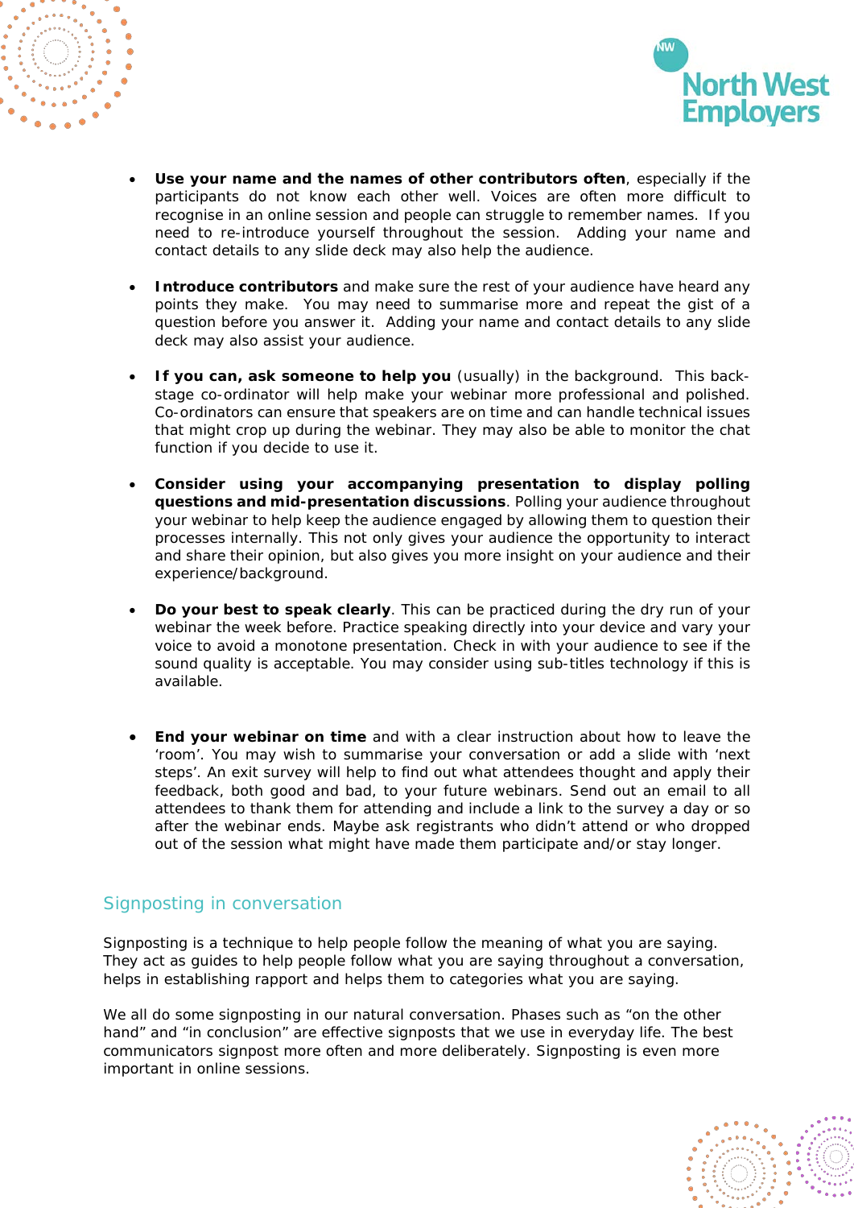- **Use your name and the names of other contributors often**, especially if the participants do not know each other well. Voices are often more difficult to recognise in an online session and people can struggle to remember names. If you need to re-introduce yourself throughout the session. Adding your name and contact details to any slide deck may also help the audience.

- **Introduce contributors** and make sure the rest of your audience have heard any points they make. You may need to summarise more and repeat the gist of a question before you answer it. Adding your name and contact details to any slide deck may also assist your audience.

- **If you can, ask someone to help you** (usually) in the background. This back-stage co-ordinator will help make your webinar more professional and polished. Co-ordinators can ensure that speakers are on time and can handle technical issues that might crop up during the webinar. They may also be able to monitor the chat function if you decide to use it.

- **Consider using your accompanying presentation to display polling questions and mid-presentation discussions**. Polling your audience throughout your webinar to help keep the audience engaged by allowing them to question their processes internally. This not only gives your audience the opportunity to interact and share their opinion, but also gives you more insight on your audience and their experience/background.

- **Do your best to speak clearly**. This can be practiced during the dry run of your webinar the week before. Practice speaking directly into your device and vary your voice to avoid a monotone presentation. Check in with your audience to see if the sound quality is acceptable. You may consider using sub-titles technology if this is available.

- **End your webinar on time** and with a clear instruction about how to leave the 'room'. You may wish to summarise your conversation or add a slide with 'next steps'. An exit survey will help to find out what attendees thought and apply their feedback, both good and bad, to your future webinars. Send out an email to all attendees to thank them for attending and include a link to the survey a day or so after the webinar ends. Maybe ask registrants who didn't attend or who dropped out of the session what might have made them participate and/or stay longer.

## Signposting in conversation

Signposting is a technique to help people follow the meaning of what you are saying. They act as guides to help people follow what you are saying throughout a conversation, helps in establishing rapport and helps them to categories what you are saying.

We all do some signposting in our natural conversation. Phases such as "on the other hand" and "in conclusion" are effective signposts that we use in everyday life. The best communicators signpost more often and more deliberately. Signposting is even more important in online sessions.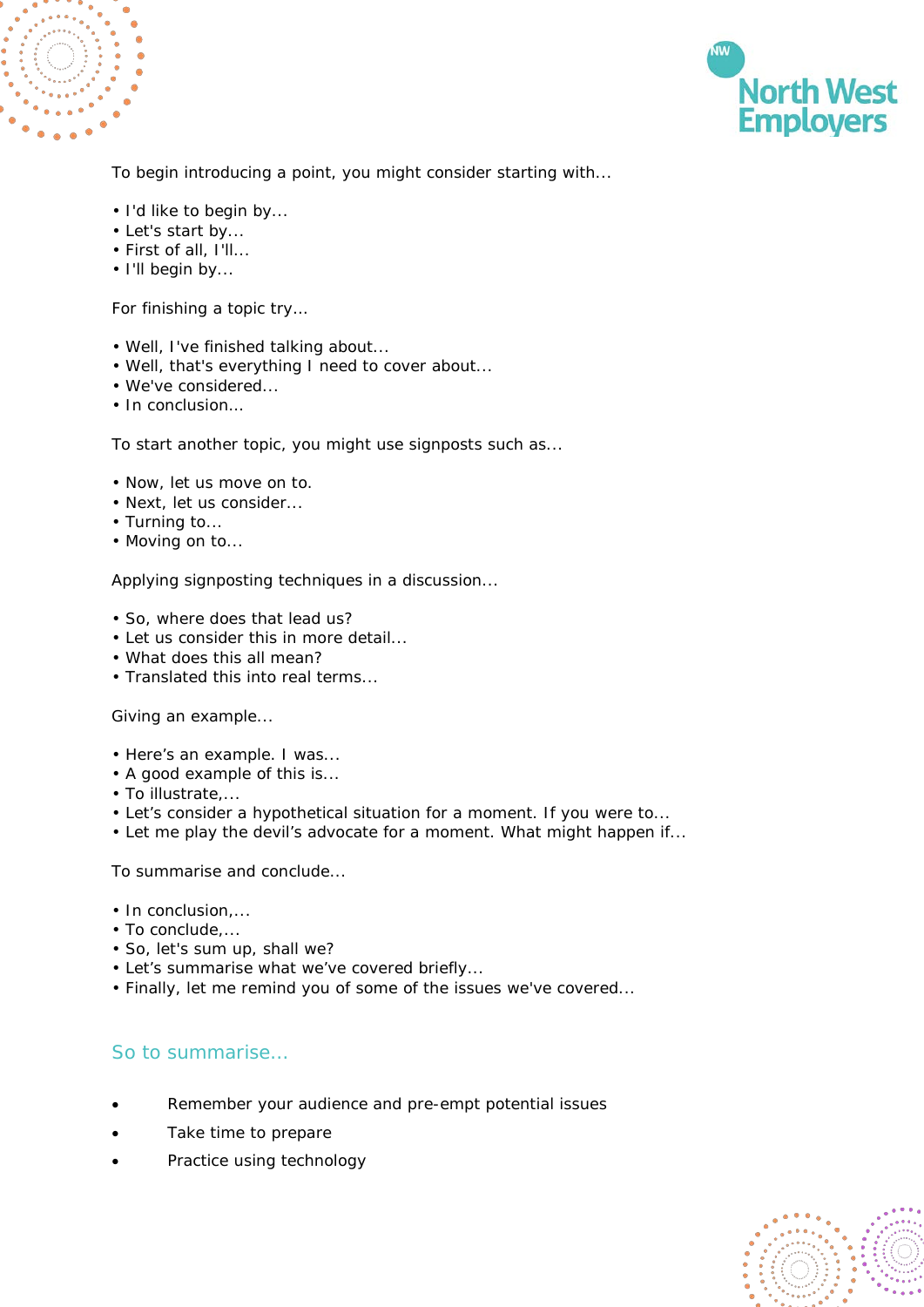To begin introducing a point, you might consider starting with...

- I'd like to begin by...
- Let's start by...
- First of all, I'll...
- I'll begin by...

For finishing a topic try...

- Well, I've finished talking about...
- Well, that's everything I need to cover about...
- We've considered...
- In conclusion...

To start another topic, you might use signposts such as...

- Now, let us move on to.
- Next, let us consider...
- Turning to...
- Moving on to...

Applying signposting techniques in a discussion...

- So, where does that lead us?
- Let us consider this in more detail...
- What does this all mean?
- Translated this into real terms...

Giving an example...

- Here's an example. I was...
- A good example of this is...
- To illustrate,...
- Let's consider a hypothetical situation for a moment. If you were to...
- Let me play the devil's advocate for a moment. What might happen if...

To summarise and conclude...

- In conclusion,...
- To conclude,...
- So, let's sum up, shall we?
- Let's summarise what we've covered briefly...
- Finally, let me remind you of some of the issues we've covered...

## So to summarise...

- Remember your audience and pre-empt potential issues
- Take time to prepare
- Practice using technology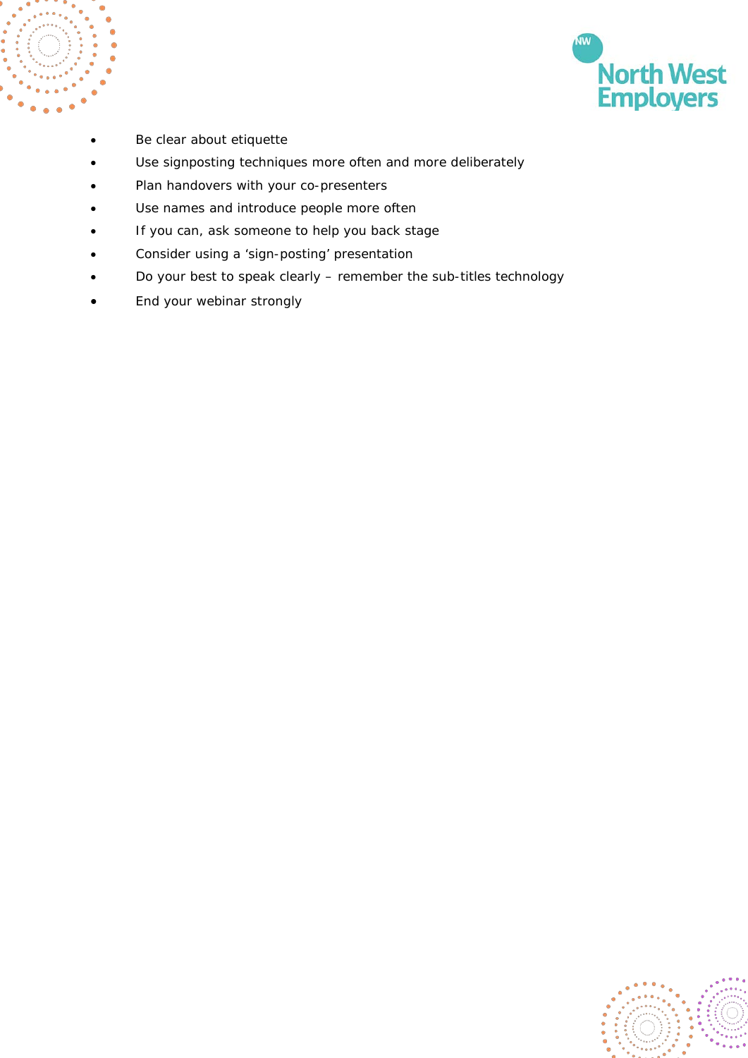- Be clear about etiquette
- Use signposting techniques more often and more deliberately
- Plan handovers with your co-presenters
- Use names and introduce people more often
- If you can, ask someone to help you back stage
- Consider using a ‘sign-posting’ presentation
- Do your best to speak clearly – remember the sub-titles technology
- End your webinar strongly